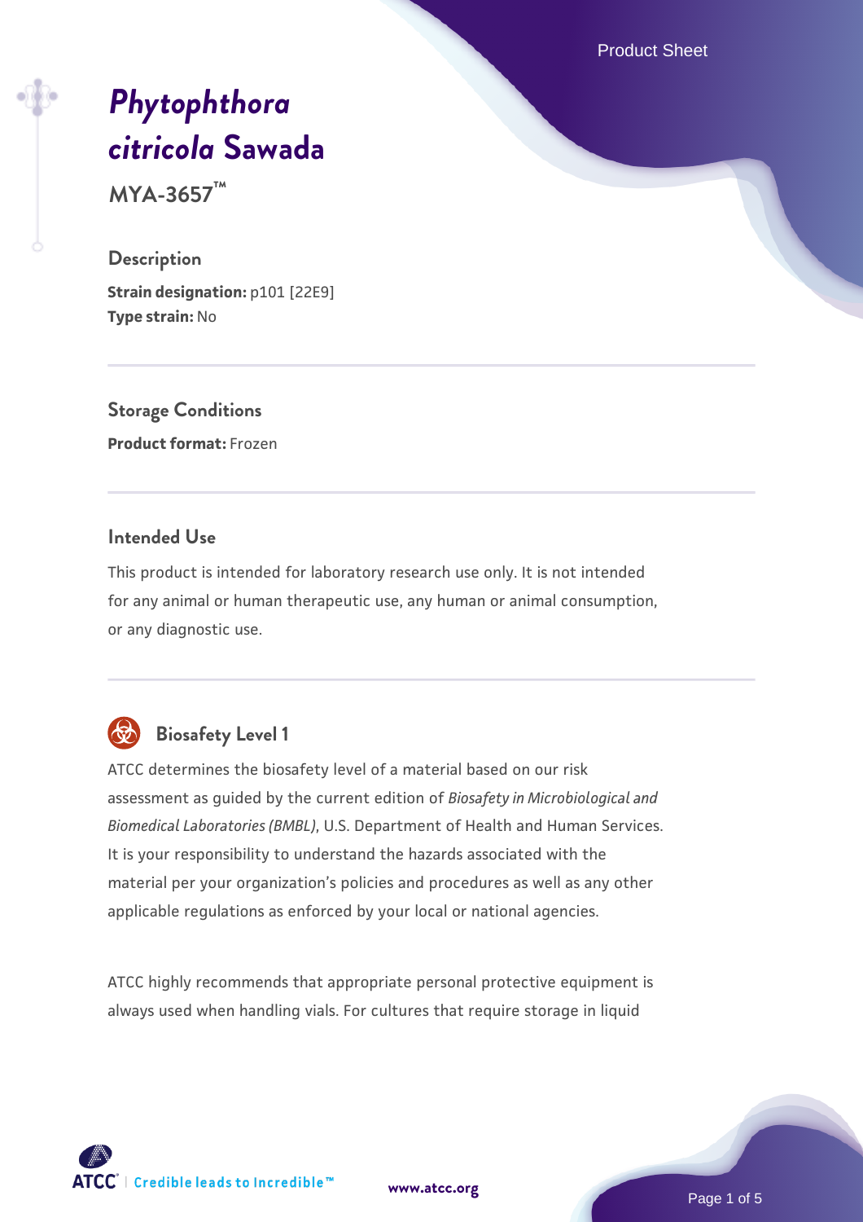# *Phytophthora citricola* Sawada

**MYA-3657™**

## Description

**Strain designation:** p101 [22E9]
**Type strain:** No

## Storage Conditions

**Product format:** Frozen

## Intended Use

This product is intended for laboratory research use only. It is not intended for any animal or human therapeutic use, any human or animal consumption, or any diagnostic use.

## Biosafety Level 1

ATCC determines the biosafety level of a material based on our risk assessment as guided by the current edition of *Biosafety in Microbiological and Biomedical Laboratories (BMBL)*, U.S. Department of Health and Human Services. It is your responsibility to understand the hazards associated with the material per your organization's policies and procedures as well as any other applicable regulations as enforced by your local or national agencies.

ATCC highly recommends that appropriate personal protective equipment is always used when handling vials. For cultures that require storage in liquid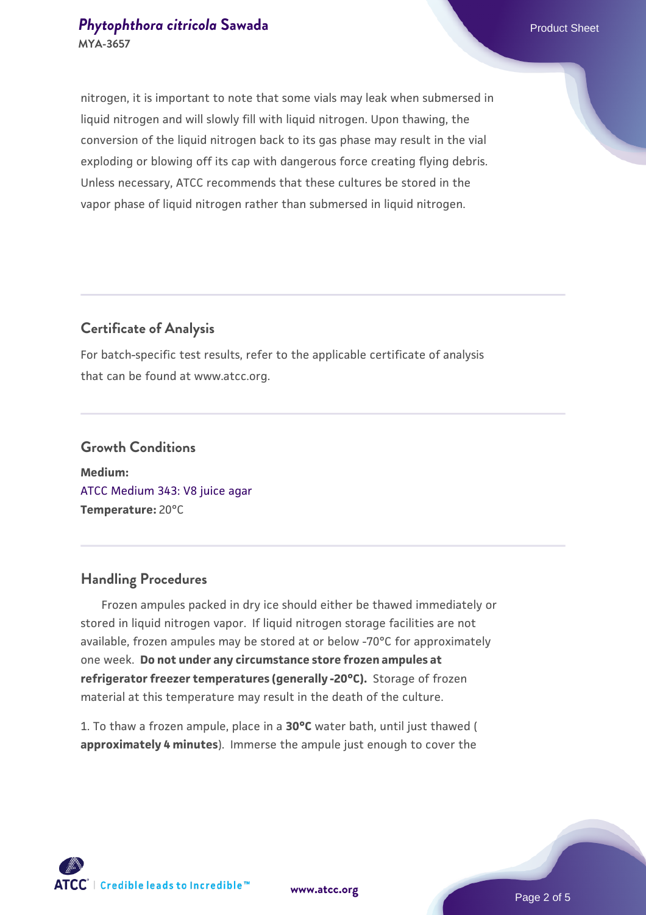nitrogen, it is important to note that some vials may leak when submersed in liquid nitrogen and will slowly fill with liquid nitrogen. Upon thawing, the conversion of the liquid nitrogen back to its gas phase may result in the vial exploding or blowing off its cap with dangerous force creating flying debris. Unless necessary, ATCC recommends that these cultures be stored in the vapor phase of liquid nitrogen rather than submersed in liquid nitrogen.

## Certificate of Analysis

For batch-specific test results, refer to the applicable certificate of analysis that can be found at www.atcc.org.

## Growth Conditions

**Medium:**
ATCC Medium 343: V8 juice agar
**Temperature:** 20°C

## Handling Procedures

Frozen ampules packed in dry ice should either be thawed immediately or stored in liquid nitrogen vapor. If liquid nitrogen storage facilities are not available, frozen ampules may be stored at or below -70°C for approximately one week. **Do not under any circumstance store frozen ampules at refrigerator freezer temperatures (generally -20°C).** Storage of frozen material at this temperature may result in the death of the culture.

1. To thaw a frozen ampule, place in a **30°C** water bath, until just thawed ( **approximately 4 minutes**). Immerse the ampule just enough to cover the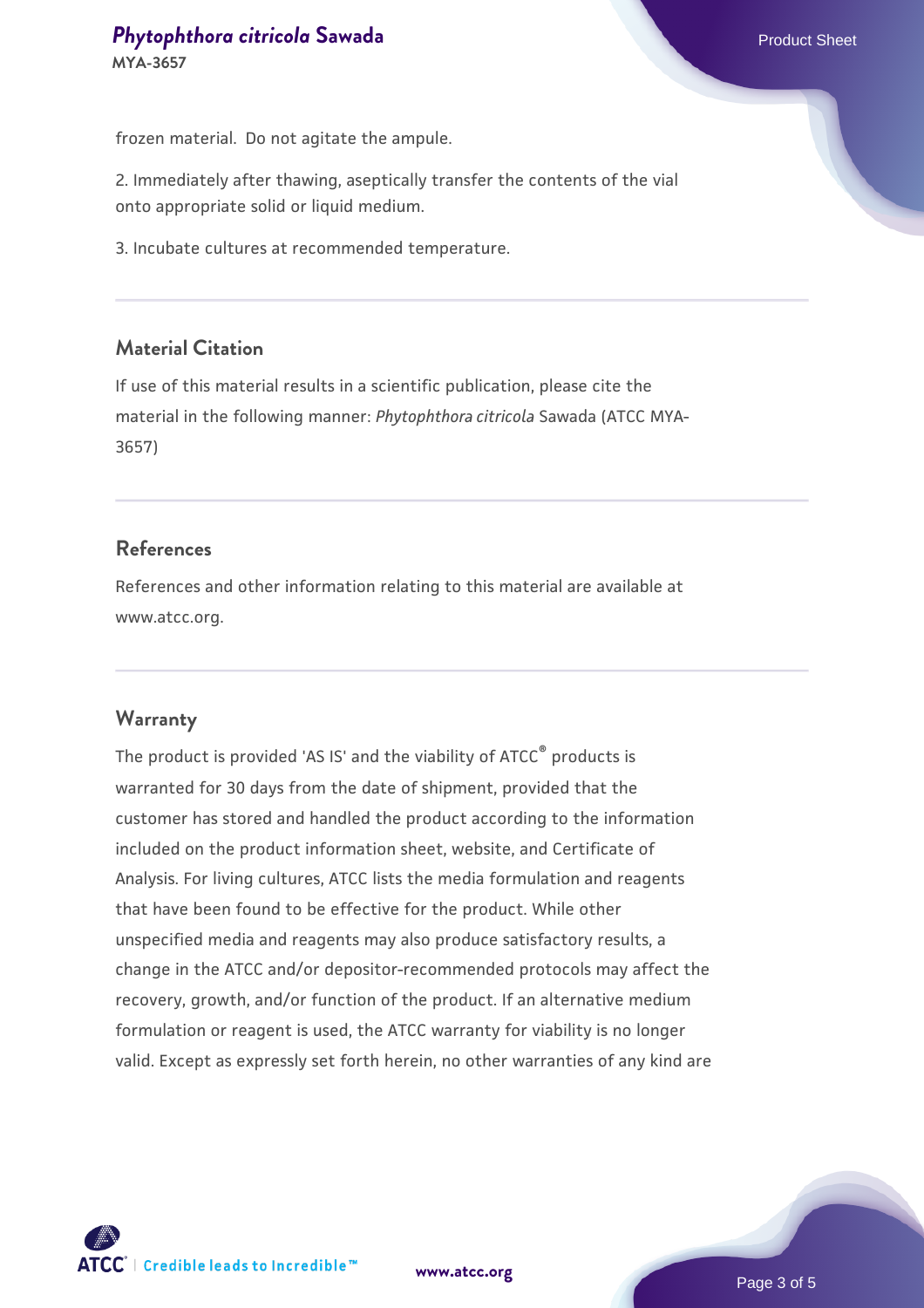frozen material. Do not agitate the ampule.

2. Immediately after thawing, aseptically transfer the contents of the vial onto appropriate solid or liquid medium.

3. Incubate cultures at recommended temperature.

## Material Citation

If use of this material results in a scientific publication, please cite the material in the following manner: *Phytophthora citricola* Sawada (ATCC MYA-3657)

## References

References and other information relating to this material are available at www.atcc.org.

## Warranty

The product is provided 'AS IS' and the viability of ATCC® products is warranted for 30 days from the date of shipment, provided that the customer has stored and handled the product according to the information included on the product information sheet, website, and Certificate of Analysis. For living cultures, ATCC lists the media formulation and reagents that have been found to be effective for the product. While other unspecified media and reagents may also produce satisfactory results, a change in the ATCC and/or depositor-recommended protocols may affect the recovery, growth, and/or function of the product. If an alternative medium formulation or reagent is used, the ATCC warranty for viability is no longer valid. Except as expressly set forth herein, no other warranties of any kind are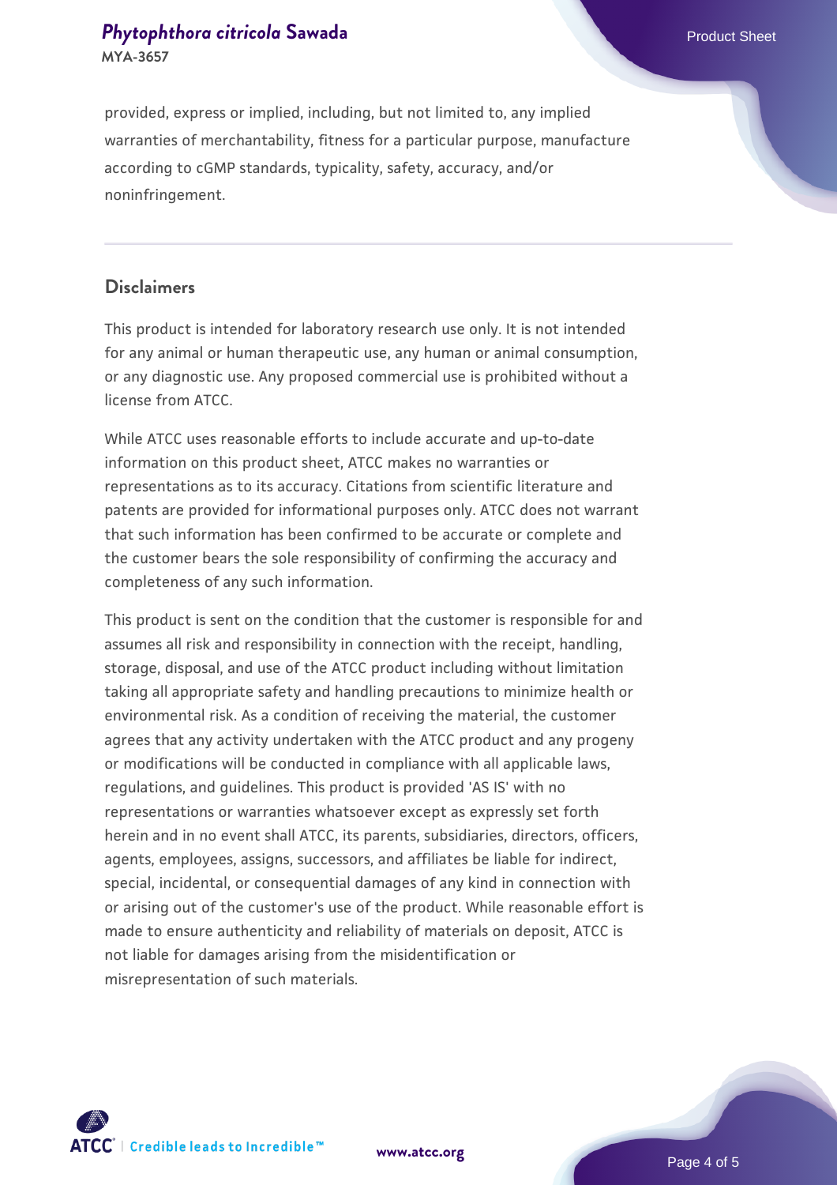provided, express or implied, including, but not limited to, any implied warranties of merchantability, fitness for a particular purpose, manufacture according to cGMP standards, typicality, safety, accuracy, and/or noninfringement.

## Disclaimers

This product is intended for laboratory research use only. It is not intended for any animal or human therapeutic use, any human or animal consumption, or any diagnostic use. Any proposed commercial use is prohibited without a license from ATCC.

While ATCC uses reasonable efforts to include accurate and up-to-date information on this product sheet, ATCC makes no warranties or representations as to its accuracy. Citations from scientific literature and patents are provided for informational purposes only. ATCC does not warrant that such information has been confirmed to be accurate or complete and the customer bears the sole responsibility of confirming the accuracy and completeness of any such information.

This product is sent on the condition that the customer is responsible for and assumes all risk and responsibility in connection with the receipt, handling, storage, disposal, and use of the ATCC product including without limitation taking all appropriate safety and handling precautions to minimize health or environmental risk. As a condition of receiving the material, the customer agrees that any activity undertaken with the ATCC product and any progeny or modifications will be conducted in compliance with all applicable laws, regulations, and guidelines. This product is provided 'AS IS' with no representations or warranties whatsoever except as expressly set forth herein and in no event shall ATCC, its parents, subsidiaries, directors, officers, agents, employees, assigns, successors, and affiliates be liable for indirect, special, incidental, or consequential damages of any kind in connection with or arising out of the customer's use of the product. While reasonable effort is made to ensure authenticity and reliability of materials on deposit, ATCC is not liable for damages arising from the misidentification or misrepresentation of such materials.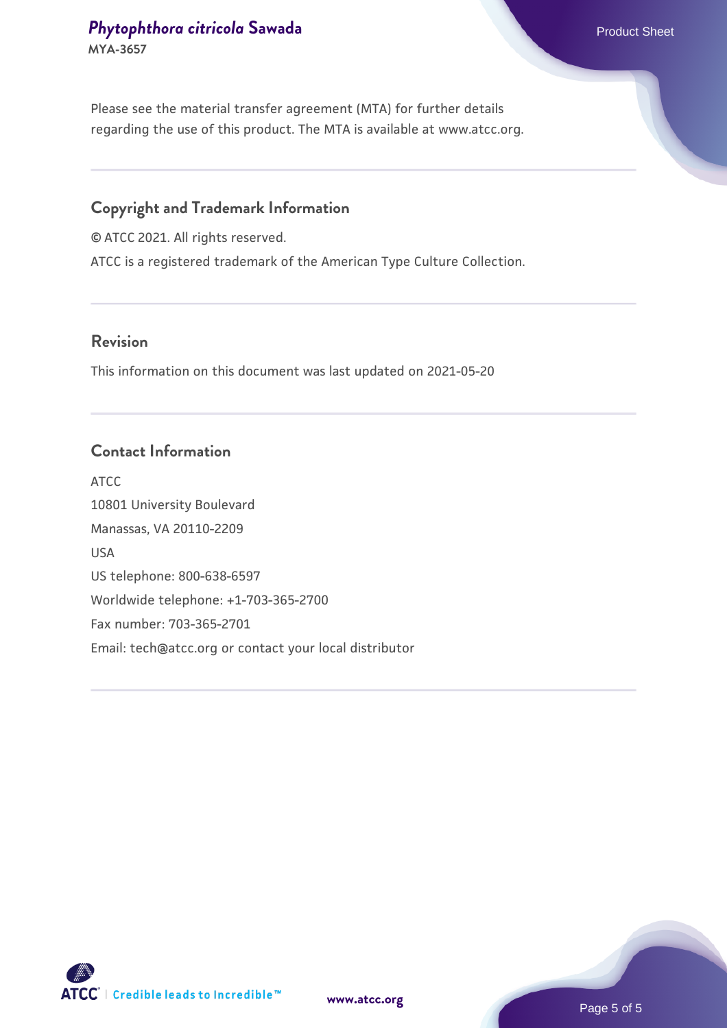Please see the material transfer agreement (MTA) for further details regarding the use of this product. The MTA is available at www.atcc.org.

## Copyright and Trademark Information

© ATCC 2021. All rights reserved.

ATCC is a registered trademark of the American Type Culture Collection.

## Revision

This information on this document was last updated on 2021-05-20

## Contact Information

ATCC

10801 University Boulevard

Manassas, VA 20110-2209

USA

US telephone: 800-638-6597

Worldwide telephone: +1-703-365-2700

Fax number: 703-365-2701

Email: tech@atcc.org or contact your local distributor